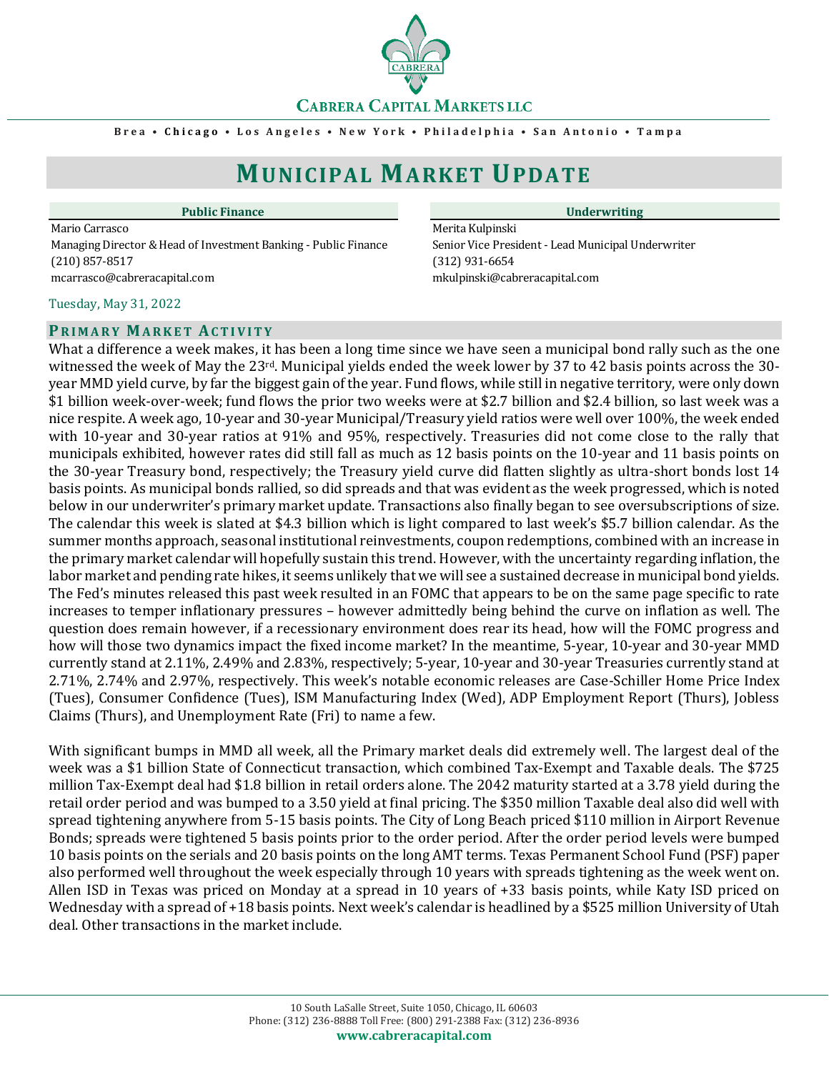**CABRERA CAPITAL MARKETS LLC**

Brea • Chicago • Los Angeles • New York • Philadelphia • San Antonio • Tampa

# MUNICIPAL MARKET UPDATE

| Public Finance | Underwriting |
| --- | --- |
| Mario Carrasco | Merita Kulpinski |
| Managing Director & Head of Investment Banking - Public Finance | Senior Vice President - Lead Municipal Underwriter |
| (210) 857-8517 | (312) 931-6654 |
| mcarrasco@cabreracapital.com | mkulpinski@cabreracapital.com |

Tuesday, May 31, 2022

## PRIMARY MARKET ACTIVITY

What a difference a week makes, it has been a long time since we have seen a municipal bond rally such as the one witnessed the week of May the 23rd. Municipal yields ended the week lower by 37 to 42 basis points across the 30-year MMD yield curve, by far the biggest gain of the year. Fund flows, while still in negative territory, were only down $1 billion week-over-week; fund flows the prior two weeks were at $2.7 billion and $2.4 billion, so last week was a nice respite. A week ago, 10-year and 30-year Municipal/Treasury yield ratios were well over 100%, the week ended with 10-year and 30-year ratios at 91% and 95%, respectively. Treasuries did not come close to the rally that municipals exhibited, however rates did still fall as much as 12 basis points on the 10-year and 11 basis points on the 30-year Treasury bond, respectively; the Treasury yield curve did flatten slightly as ultra-short bonds lost 14 basis points. As municipal bonds rallied, so did spreads and that was evident as the week progressed, which is noted below in our underwriter's primary market update. Transactions also finally began to see oversubscriptions of size. The calendar this week is slated at $4.3 billion which is light compared to last week's $5.7 billion calendar. As the summer months approach, seasonal institutional reinvestments, coupon redemptions, combined with an increase in the primary market calendar will hopefully sustain this trend. However, with the uncertainty regarding inflation, the labor market and pending rate hikes, it seems unlikely that we will see a sustained decrease in municipal bond yields. The Fed's minutes released this past week resulted in an FOMC that appears to be on the same page specific to rate increases to temper inflationary pressures – however admittedly being behind the curve on inflation as well. The question does remain however, if a recessionary environment does rear its head, how will the FOMC progress and how will those two dynamics impact the fixed income market? In the meantime, 5-year, 10-year and 30-year MMD currently stand at 2.11%, 2.49% and 2.83%, respectively; 5-year, 10-year and 30-year Treasuries currently stand at 2.71%, 2.74% and 2.97%, respectively. This week's notable economic releases are Case-Schiller Home Price Index (Tues), Consumer Confidence (Tues), ISM Manufacturing Index (Wed), ADP Employment Report (Thurs), Jobless Claims (Thurs), and Unemployment Rate (Fri) to name a few.

With significant bumps in MMD all week, all the Primary market deals did extremely well. The largest deal of the week was a $1 billion State of Connecticut transaction, which combined Tax-Exempt and Taxable deals. The $725 million Tax-Exempt deal had $1.8 billion in retail orders alone. The 2042 maturity started at a 3.78 yield during the retail order period and was bumped to a 3.50 yield at final pricing. The $350 million Taxable deal also did well with spread tightening anywhere from 5-15 basis points. The City of Long Beach priced $110 million in Airport Revenue Bonds; spreads were tightened 5 basis points prior to the order period. After the order period levels were bumped 10 basis points on the serials and 20 basis points on the long AMT terms. Texas Permanent School Fund (PSF) paper also performed well throughout the week especially through 10 years with spreads tightening as the week went on. Allen ISD in Texas was priced on Monday at a spread in 10 years of +33 basis points, while Katy ISD priced on Wednesday with a spread of +18 basis points. Next week's calendar is headlined by a $525 million University of Utah deal. Other transactions in the market include.

10 South LaSalle Street, Suite 1050, Chicago, IL 60603
Phone: (312) 236-8888 Toll Free: (800) 291-2388 Fax: (312) 236-8936
**www.cabreracapital.com**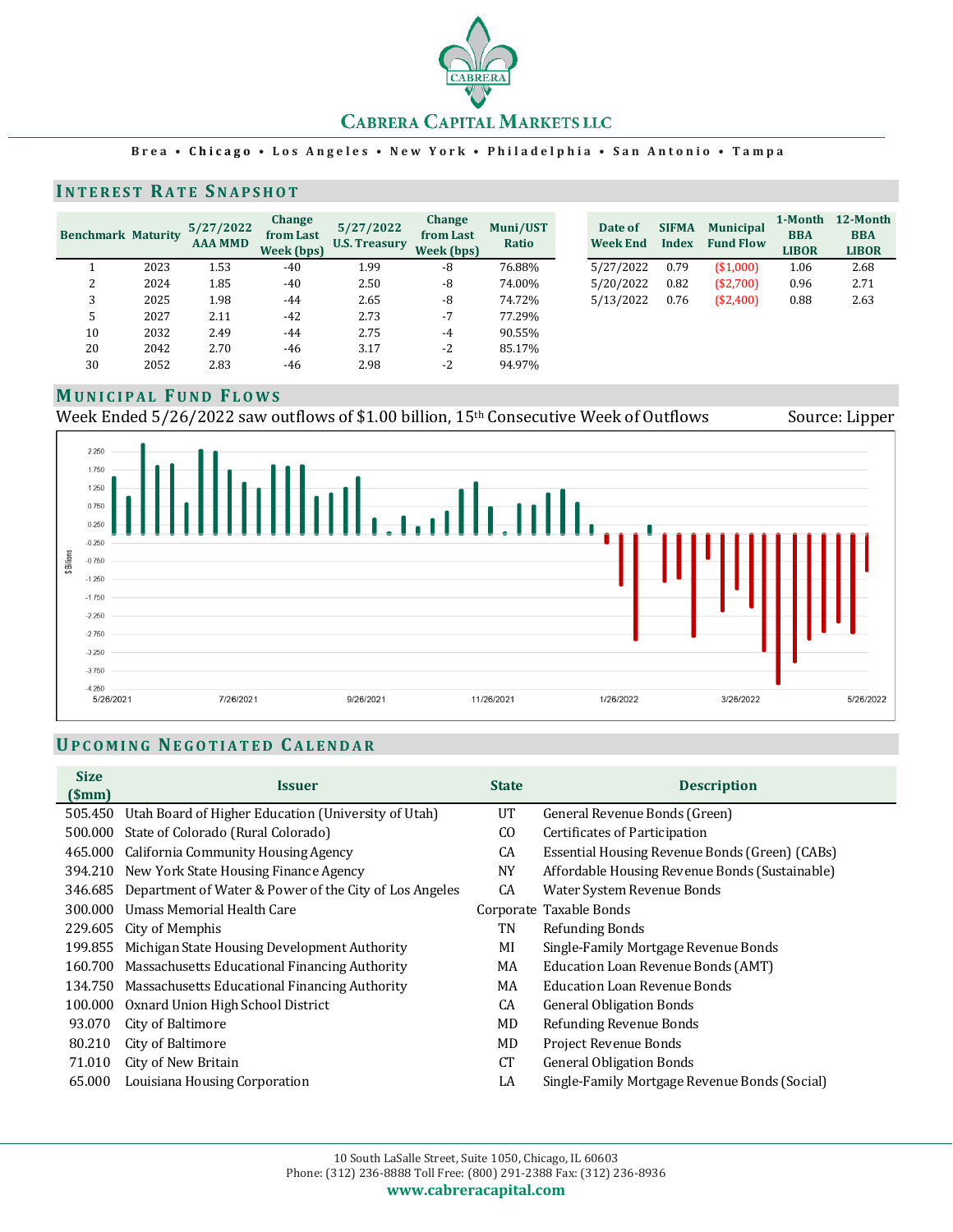# CABRERA CAPITAL MARKETS LLC

**Brea • Chicago • Los Angeles • New York • Philadelphia • San Antonio • Tampa**

## INTEREST RATE SNAPSHOT

| Benchmark | Maturity | 5/27/2022 AAA MMD | Change from Last Week (bps) | 5/27/2022 U.S. Treasury | Change from Last Week (bps) | Muni/UST Ratio |
|---|---|---|---|---|---|---|
| 1 | 2023 | 1.53 | -40 | 1.99 | -8 | 76.88% |
| 2 | 2024 | 1.85 | -40 | 2.50 | -8 | 74.00% |
| 3 | 2025 | 1.98 | -44 | 2.65 | -8 | 74.72% |
| 5 | 2027 | 2.11 | -42 | 2.73 | -7 | 77.29% |
| 10 | 2032 | 2.49 | -44 | 2.75 | -4 | 90.55% |
| 20 | 2042 | 2.70 | -46 | 3.17 | -2 | 85.17% |
| 30 | 2052 | 2.83 | -46 | 2.98 | -2 | 94.97% |

| Date of Week End | SIFMA Index | Municipal Fund Flow | 1-Month BBA LIBOR | 12-Month BBA LIBOR |
|---|---|---|---|---|
| 5/27/2022 | 0.79 | ($1,000) | 1.06 | 2.68 |
| 5/20/2022 | 0.82 | ($2,700) | 0.96 | 2.71 |
| 5/13/2022 | 0.76 | ($2,400) | 0.88 | 2.63 |

## MUNICIPAL FUND FLOWS

Week Ended 5/26/2022 saw outflows of $1.00 billion, 15th Consecutive Week of Outflows

Source: Lipper

## UPCOMING NEGOTIATED CALENDAR

| Size ($mm) | Issuer | State | Description |
|---|---|---|---|
| 505.450 | Utah Board of Higher Education (University of Utah) | UT | General Revenue Bonds (Green) |
| 500.000 | State of Colorado (Rural Colorado) | CO | Certificates of Participation |
| 465.000 | California Community Housing Agency | CA | Essential Housing Revenue Bonds (Green) (CABs) |
| 394.210 | New York State Housing Finance Agency | NY | Affordable Housing Revenue Bonds (Sustainable) |
| 346.685 | Department of Water & Power of the City of Los Angeles | CA | Water System Revenue Bonds |
| 300.000 | Umass Memorial Health Care | Corporate | Taxable Bonds |
| 229.605 | City of Memphis | TN | Refunding Bonds |
| 199.855 | Michigan State Housing Development Authority | MI | Single-Family Mortgage Revenue Bonds |
| 160.700 | Massachusetts Educational Financing Authority | MA | Education Loan Revenue Bonds (AMT) |
| 134.750 | Massachusetts Educational Financing Authority | MA | Education Loan Revenue Bonds |
| 100.000 | Oxnard Union High School District | CA | General Obligation Bonds |
| 93.070 | City of Baltimore | MD | Refunding Revenue Bonds |
| 80.210 | City of Baltimore | MD | Project Revenue Bonds |
| 71.010 | City of New Britain | CT | General Obligation Bonds |
| 65.000 | Louisiana Housing Corporation | LA | Single-Family Mortgage Revenue Bonds (Social) |

10 South LaSalle Street, Suite 1050, Chicago, IL 60603
Phone: (312) 236-8888 Toll Free: (800) 291-2388 Fax: (312) 236-8936
**www.cabreracapital.com**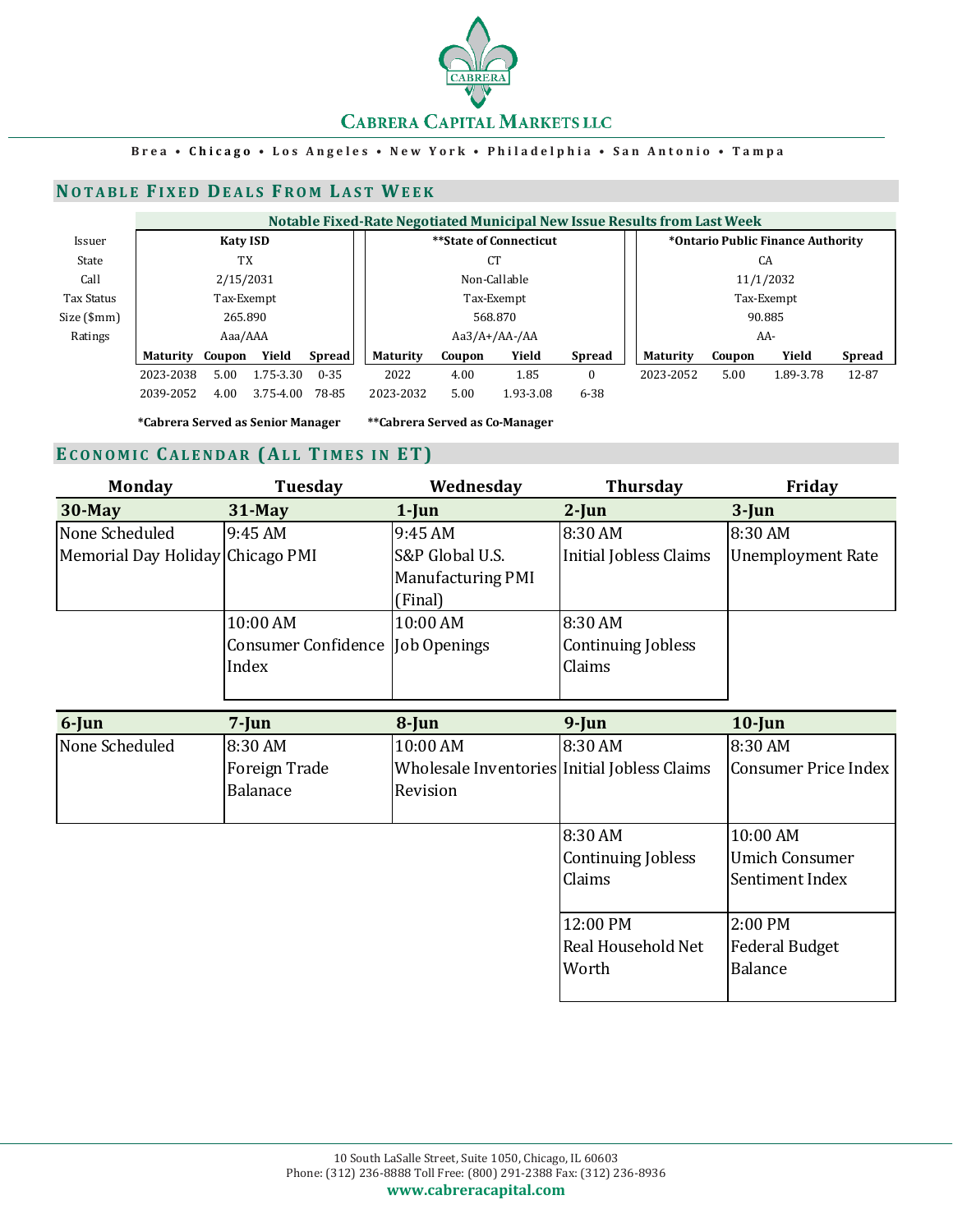# CABRERA CAPITAL MARKETS LLC

Brea • Chicago • Los Angeles • New York • Philadelphia • San Antonio • Tampa

## NOTABLE FIXED DEALS FROM LAST WEEK

**Notable Fixed-Rate Negotiated Municipal New Issue Results from Last Week**

| Issuer | Katy ISD | | | | **State of Connecticut | | | | *Ontario Public Finance Authority | | | |
|---|---|---|---|---|---|---|---|---|---|---|---|---|
| State | TX | | | | CT | | | | CA | | | |
| Call | 2/15/2031 | | | | Non-Callable | | | | 11/1/2032 | | | |
| Tax Status | Tax-Exempt | | | | Tax-Exempt | | | | Tax-Exempt | | | |
| Size ($mm) | 265.890 | | | | 568.870 | | | | 90.885 | | | |
| Ratings | Aaa/AAA | | | | Aa3/A+/AA-/AA | | | | AA- | | | |
| | **Maturity** | **Coupon** | **Yield** | **Spread** | **Maturity** | **Coupon** | **Yield** | **Spread** | **Maturity** | **Coupon** | **Yield** | **Spread** |
| | 2023-2038 | 5.00 | 1.75-3.30 | 0-35 | 2022 | 4.00 | 1.85 | 0 | 2023-2052 | 5.00 | 1.89-3.78 | 12-87 |
| | 2039-2052 | 4.00 | 3.75-4.00 | 78-85 | 2023-2032 | 5.00 | 1.93-3.08 | 6-38 | | | | |

**\*Cabrera Served as Senior Manager** **\*\*Cabrera Served as Co-Manager**

## ECONOMIC CALENDAR (ALL TIMES IN ET)

| Monday | Tuesday | Wednesday | Thursday | Friday |
|---|---|---|---|---|
| **30-May** | **31-May** | **1-Jun** | **2-Jun** | **3-Jun** |
| None Scheduled<br>Memorial Day Holiday | 9:45 AM<br>Chicago PMI | 9:45 AM<br>S&P Global U.S. Manufacturing PMI (Final) | 8:30 AM<br>Initial Jobless Claims | 8:30 AM<br>Unemployment Rate |
| | 10:00 AM<br>Consumer Confidence Index | 10:00 AM<br>Job Openings | 8:30 AM<br>Continuing Jobless Claims | |
| **6-Jun** | **7-Jun** | **8-Jun** | **9-Jun** | **10-Jun** |
| None Scheduled | 8:30 AM<br>Foreign Trade Balanace | 10:00 AM<br>Wholesale Inventories Revision | 8:30 AM<br>Initial Jobless Claims | 8:30 AM<br>Consumer Price Index |
| | | | 8:30 AM<br>Continuing Jobless Claims | 10:00 AM<br>Umich Consumer Sentiment Index |
| | | | 12:00 PM<br>Real Household Net Worth | 2:00 PM<br>Federal Budget Balance |

10 South LaSalle Street, Suite 1050, Chicago, IL 60603
Phone: (312) 236-8888 Toll Free: (800) 291-2388 Fax: (312) 236-8936
**www.cabreracapital.com**